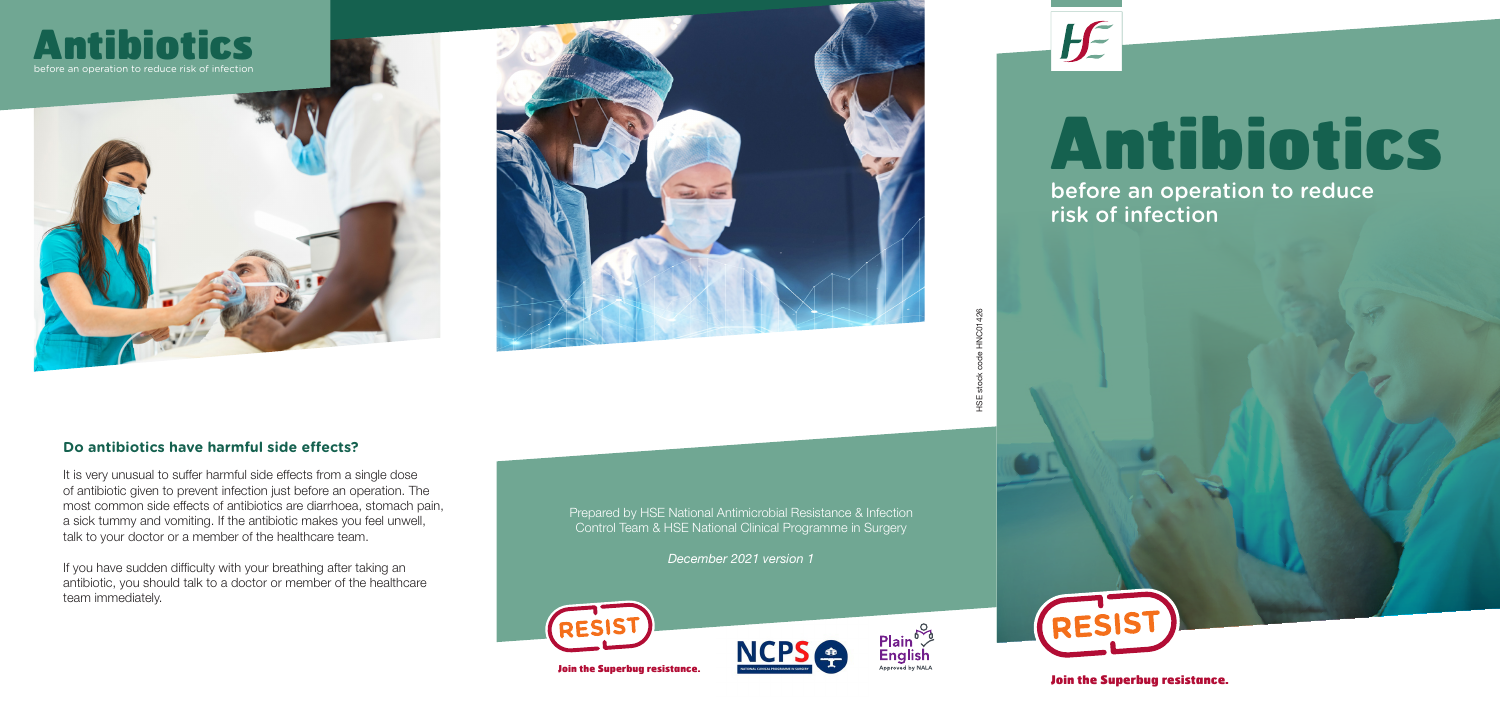# Antibiotics

before an operation to reduce risk of infection

## Do antibiotics have harmful side effects?

It is very unusual to suffer harmful side effects from a single dose of antibiotic given to prevent infection just before an operation. The most common side effects of antibiotics are diarrhoea, stomach pain, a sick tummy and vomiting. If the antibiotic makes you feel unwell, talk to your doctor or a member of the healthcare team.

If you have sudden difficulty with your breathing after taking an antibiotic, you should talk to a doctor or member of the healthcare team immediately.

Prepared by HSE National Antimicrobial Resistance & Infection Control Team & HSE National Clinical Programme in Surgery

*December 2021 version 1*

RESIST

**Join the Superbug resistance.**

NCPS

Plain English Approved by NALA

HSE stock code HNC01426

# Antibiotics

before an operation to reduce risk of infection

RESIST

**Join the Superbug resistance.**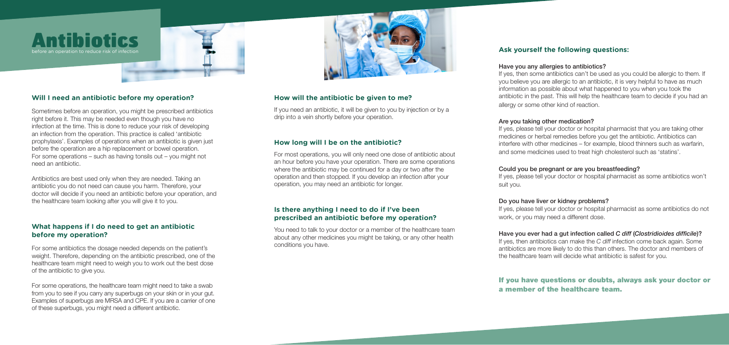# Antibiotics

before an operation to reduce risk of infection

## Will I need an antibiotic before my operation?

Sometimes before an operation, you might be prescribed antibiotics right before it. This may be needed even though you have no infection at the time. This is done to reduce your risk of developing an infection from the operation. This practice is called 'antibiotic prophylaxis'. Examples of operations when an antibiotic is given just before the operation are a hip replacement or bowel operation. For some operations – such as having tonsils out – you might not need an antibiotic.

Antibiotics are best used only when they are needed. Taking an antibiotic you do not need can cause you harm. Therefore, your doctor will decide if you need an antibiotic before your operation, and the healthcare team looking after you will give it to you.

## What happens if I do need to get an antibiotic before my operation?

For some antibiotics the dosage needed depends on the patient's weight. Therefore, depending on the antibiotic prescribed, one of the healthcare team might need to weigh you to work out the best dose of the antibiotic to give you.

For some operations, the healthcare team might need to take a swab from you to see if you carry any superbugs on your skin or in your gut. Examples of superbugs are MRSA and CPE. If you are a carrier of one of these superbugs, you might need a different antibiotic.

## How will the antibiotic be given to me?

If you need an antibiotic, it will be given to you by injection or by a drip into a vein shortly before your operation.

## How long will I be on the antibiotic?

For most operations, you will only need one dose of antibiotic about an hour before you have your operation. There are some operations where the antibiotic may be continued for a day or two after the operation and then stopped. If you develop an infection after your operation, you may need an antibiotic for longer.

## Is there anything I need to do if I've been prescribed an antibiotic before my operation?

You need to talk to your doctor or a member of the healthcare team about any other medicines you might be taking, or any other health conditions you have.

## Ask yourself the following questions:

**Have you any allergies to antibiotics?**

If yes, then some antibiotics can't be used as you could be allergic to them. If you believe you are allergic to an antibiotic, it is very helpful to have as much information as possible about what happened to you when you took the antibiotic in the past. This will help the healthcare team to decide if you had an allergy or some other kind of reaction.

**Are you taking other medication?**

If yes, please tell your doctor or hospital pharmacist that you are taking other medicines or herbal remedies before you get the antibiotic. Antibiotics can interfere with other medicines – for example, blood thinners such as warfarin, and some medicines used to treat high cholesterol such as 'statins'.

**Could you be pregnant or are you breastfeeding?**

If yes, please tell your doctor or hospital pharmacist as some antibiotics won't suit you.

**Do you have liver or kidney problems?**

If yes, please tell your doctor or hospital pharmacist as some antibiotics do not work, or you may need a different dose.

**Have you ever had a gut infection called *C diff* (*Clostridioides difficile*)?**

If yes, then antibiotics can make the *C diff* infection come back again. Some antibiotics are more likely to do this than others. The doctor and members of the healthcare team will decide what antibiotic is safest for you.

**If you have questions or doubts, always ask your doctor or a member of the healthcare team.**